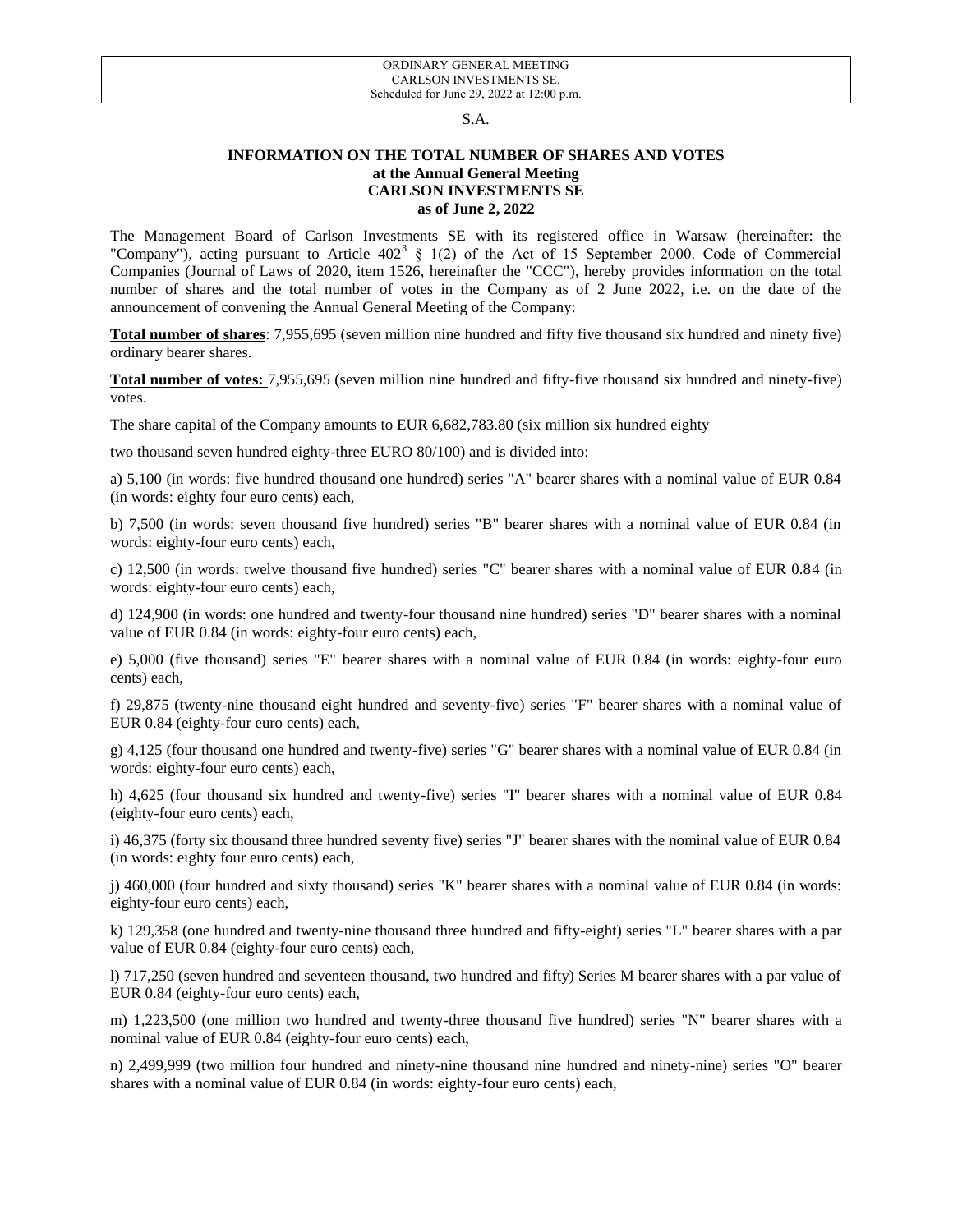ORDINARY GENERAL MEETING
CARLSON INVESTMENTS SE.
Scheduled for June 29, 2022 at 12:00 p.m.

S.A.

**INFORMATION ON THE TOTAL NUMBER OF SHARES AND VOTES**
**at the Annual General Meeting**
**CARLSON INVESTMENTS SE**
**as of June 2, 2022**

The Management Board of Carlson Investments SE with its registered office in Warsaw (hereinafter: the "Company"), acting pursuant to Article $402^3$ § 1(2) of the Act of 15 September 2000. Code of Commercial Companies (Journal of Laws of 2020, item 1526, hereinafter the "CCC"), hereby provides information on the total number of shares and the total number of votes in the Company as of 2 June 2022, i.e. on the date of the announcement of convening the Annual General Meeting of the Company:

**Total number of shares**: 7,955,695 (seven million nine hundred and fifty five thousand six hundred and ninety five) ordinary bearer shares.

**Total number of votes:** 7,955,695 (seven million nine hundred and fifty-five thousand six hundred and ninety-five) votes.

The share capital of the Company amounts to EUR 6,682,783.80 (six million six hundred eighty

two thousand seven hundred eighty-three EURO 80/100) and is divided into:

a) 5,100 (in words: five hundred thousand one hundred) series "A" bearer shares with a nominal value of EUR 0.84 (in words: eighty four euro cents) each,

b) 7,500 (in words: seven thousand five hundred) series "B" bearer shares with a nominal value of EUR 0.84 (in words: eighty-four euro cents) each,

c) 12,500 (in words: twelve thousand five hundred) series "C" bearer shares with a nominal value of EUR 0.84 (in words: eighty-four euro cents) each,

d) 124,900 (in words: one hundred and twenty-four thousand nine hundred) series "D" bearer shares with a nominal value of EUR 0.84 (in words: eighty-four euro cents) each,

e) 5,000 (five thousand) series "E" bearer shares with a nominal value of EUR 0.84 (in words: eighty-four euro cents) each,

f) 29,875 (twenty-nine thousand eight hundred and seventy-five) series "F" bearer shares with a nominal value of EUR 0.84 (eighty-four euro cents) each,

g) 4,125 (four thousand one hundred and twenty-five) series "G" bearer shares with a nominal value of EUR 0.84 (in words: eighty-four euro cents) each,

h) 4,625 (four thousand six hundred and twenty-five) series "I" bearer shares with a nominal value of EUR 0.84 (eighty-four euro cents) each,

i) 46,375 (forty six thousand three hundred seventy five) series "J" bearer shares with the nominal value of EUR 0.84 (in words: eighty four euro cents) each,

j) 460,000 (four hundred and sixty thousand) series "K" bearer shares with a nominal value of EUR 0.84 (in words: eighty-four euro cents) each,

k) 129,358 (one hundred and twenty-nine thousand three hundred and fifty-eight) series "L" bearer shares with a par value of EUR 0.84 (eighty-four euro cents) each,

l) 717,250 (seven hundred and seventeen thousand, two hundred and fifty) Series M bearer shares with a par value of EUR 0.84 (eighty-four euro cents) each,

m) 1,223,500 (one million two hundred and twenty-three thousand five hundred) series "N" bearer shares with a nominal value of EUR 0.84 (eighty-four euro cents) each,

n) 2,499,999 (two million four hundred and ninety-nine thousand nine hundred and ninety-nine) series "O" bearer shares with a nominal value of EUR 0.84 (in words: eighty-four euro cents) each,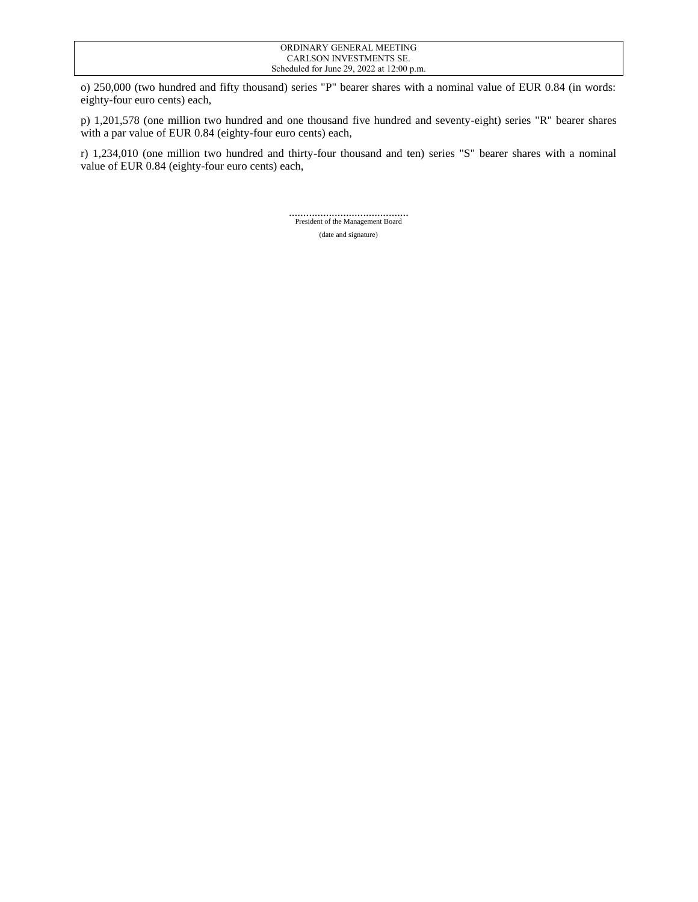o) 250,000 (two hundred and fifty thousand) series "P" bearer shares with a nominal value of EUR 0.84 (in words: eighty-four euro cents) each,

p) 1,201,578 (one million two hundred and one thousand five hundred and seventy-eight) series "R" bearer shares with a par value of EUR 0.84 (eighty-four euro cents) each,

r) 1,234,010 (one million two hundred and thirty-four thousand and ten) series "S" bearer shares with a nominal value of EUR 0.84 (eighty-four euro cents) each,

..........................................
President of the Management Board

(date and signature)